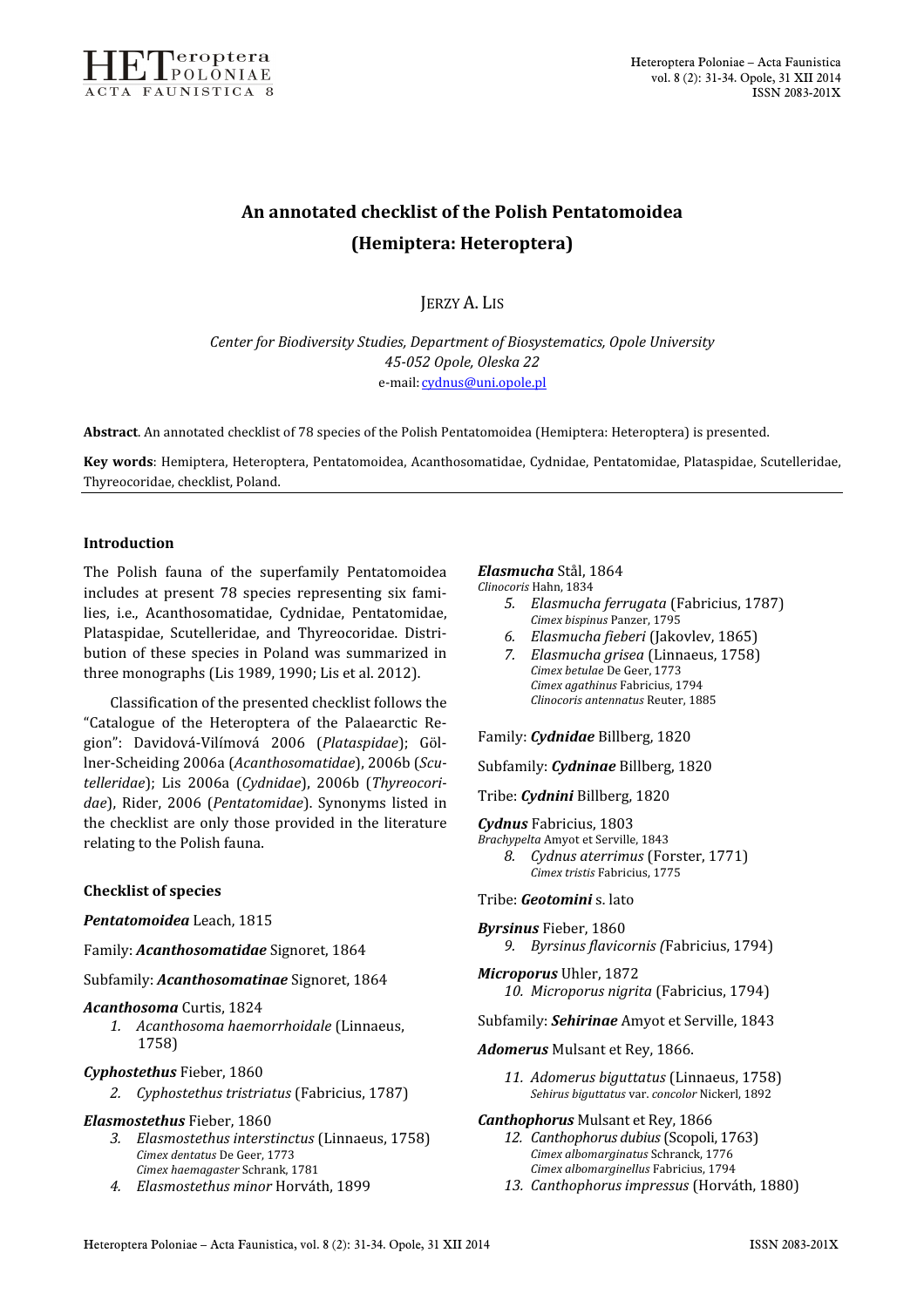# An annotated checklist of the Polish Pentatomoidea (Hemiptera: Heteroptera)

JERZY A. LIS

*Center for Biodiversity Studies, Department of Biosystematics, Opole University*
*45-052 Opole, Oleska 22*
e-mail: cydnus@uni.opole.pl

**Abstract**. An annotated checklist of 78 species of the Polish Pentatomoidea (Hemiptera: Heteroptera) is presented.

**Key words**: Hemiptera, Heteroptera, Pentatomoidea, Acanthosomatidae, Cydnidae, Pentatomidae, Plataspidae, Scutelleridae, Thyreocoridae, checklist, Poland.

## Introduction

The Polish fauna of the superfamily Pentatomoidea includes at present 78 species representing six families, i.e., Acanthosomatidae, Cydnidae, Pentatomidae, Plataspidae, Scutelleridae, and Thyreocoridae. Distribution of these species in Poland was summarized in three monographs (Lis 1989, 1990; Lis et al. 2012).

Classification of the presented checklist follows the "Catalogue of the Heteroptera of the Palaearctic Region": Davidová-Vilímová 2006 (*Plataspidae*); Göllner-Scheiding 2006a (*Acanthosomatidae*), 2006b (*Scutelleridae*); Lis 2006a (*Cydnidae*), 2006b (*Thyreocoridae*), Rider, 2006 (*Pentatomidae*). Synonyms listed in the checklist are only those provided in the literature relating to the Polish fauna.

## Checklist of species

***Pentatomoidea*** Leach, 1815

Family: ***Acanthosomatidae*** Signoret, 1864

Subfamily: ***Acanthosomatinae*** Signoret, 1864

***Acanthosoma*** Curtis, 1824

1. *Acanthosoma haemorrhoidale* (Linnaeus, 1758)

***Cyphostethus*** Fieber, 1860

2. *Cyphostethus tristriatus* (Fabricius, 1787)

***Elasmostethus*** Fieber, 1860

3. *Elasmostethus interstinctus* (Linnaeus, 1758)
   *Cimex dentatus* De Geer, 1773
   *Cimex haemagaster* Schrank, 1781
4. *Elasmostethus minor* Horváth, 1899

***Elasmucha*** Stål, 1864
*Clinocoris* Hahn, 1834

5. *Elasmucha ferrugata* (Fabricius, 1787)
   *Cimex bispinus* Panzer, 1795
6. *Elasmucha fieberi* (Jakovlev, 1865)
7. *Elasmucha grisea* (Linnaeus, 1758)
   *Cimex betulae* De Geer, 1773
   *Cimex agathinus* Fabricius, 1794
   *Clinocoris antennatus* Reuter, 1885

Family: ***Cydnidae*** Billberg, 1820

Subfamily: ***Cydninae*** Billberg, 1820

Tribe: ***Cydnini*** Billberg, 1820

***Cydnus*** Fabricius, 1803
*Brachypelta* Amyot et Serville, 1843

8. *Cydnus aterrimus* (Forster, 1771)
   *Cimex tristis* Fabricius, 1775

Tribe: ***Geotomini*** s. lato

***Byrsinus*** Fieber, 1860

9. *Byrsinus flavicornis (*Fabricius, 1794)

***Microporus*** Uhler, 1872

10. *Microporus nigrita* (Fabricius, 1794)

Subfamily: ***Sehirinae*** Amyot et Serville, 1843

***Adomerus*** Mulsant et Rey, 1866.

11. *Adomerus biguttatus* (Linnaeus, 1758)
    *Sehirus biguttatus* var. *concolor* Nickerl, 1892

***Canthophorus*** Mulsant et Rey, 1866

12. *Canthophorus dubius* (Scopoli, 1763)
    *Cimex albomarginatus* Schranck, 1776
    *Cimex albomarginellus* Fabricius, 1794
13. *Canthophorus impressus* (Horváth, 1880)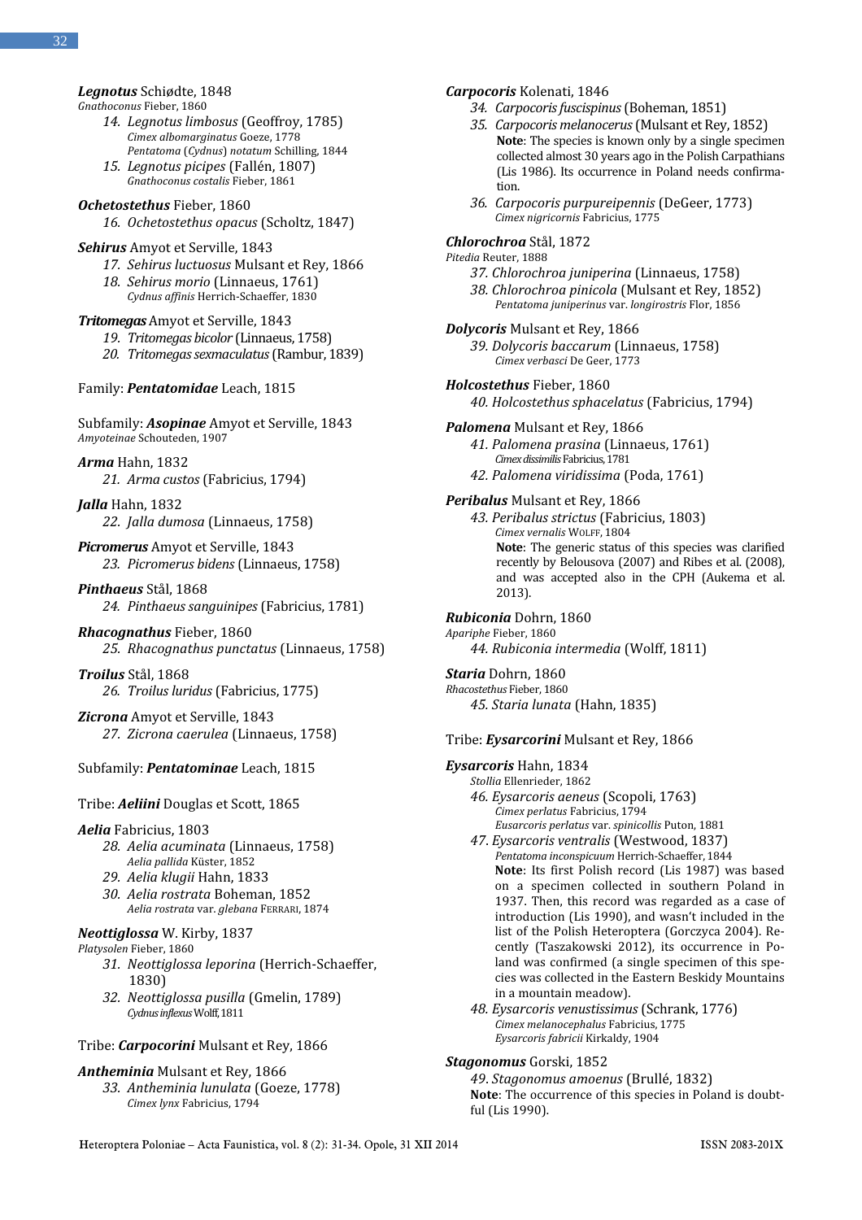***Legnotus*** Schiødte, 1848
*Gnathoconus* Fieber, 1860

14. *Legnotus limbosus* (Geoffroy, 1785)
    *Cimex albomarginatus* Goeze, 1778
    *Pentatoma* (*Cydnus*) *notatum* Schilling, 1844
15. *Legnotus picipes* (Fallén, 1807)
    *Gnathoconus costalis* Fieber, 1861

***Ochetostethus*** Fieber, 1860

16. *Ochetostethus opacus* (Scholtz, 1847)

***Sehirus*** Amyot et Serville, 1843

17. *Sehirus luctuosus* Mulsant et Rey, 1866
18. *Sehirus morio* (Linnaeus, 1761)
    *Cydnus affinis* Herrich-Schaeffer, 1830

***Tritomegas*** Amyot et Serville, 1843

19. *Tritomegas bicolor* (Linnaeus, 1758)
20. *Tritomegas sexmaculatus* (Rambur, 1839)

Family: ***Pentatomidae*** Leach, 1815

Subfamily: ***Asopinae*** Amyot et Serville, 1843
*Amyoteinae* Schouteden, 1907

***Arma*** Hahn, 1832

21. *Arma custos* (Fabricius, 1794)

***Jalla*** Hahn, 1832

22. *Jalla dumosa* (Linnaeus, 1758)

***Picromerus*** Amyot et Serville, 1843

23. *Picromerus bidens* (Linnaeus, 1758)

***Pinthaeus*** Stål, 1868

24. *Pinthaeus sanguinipes* (Fabricius, 1781)

***Rhacognathus*** Fieber, 1860

25. *Rhacognathus punctatus* (Linnaeus, 1758)

***Troilus*** Stål, 1868

26. *Troilus luridus* (Fabricius, 1775)

***Zicrona*** Amyot et Serville, 1843

27. *Zicrona caerulea* (Linnaeus, 1758)

Subfamily: ***Pentatominae*** Leach, 1815

Tribe: ***Aeliini*** Douglas et Scott, 1865

***Aelia*** Fabricius, 1803

28. *Aelia acuminata* (Linnaeus, 1758)
    *Aelia pallida* Küster, 1852
29. *Aelia klugii* Hahn, 1833
30. *Aelia rostrata* Boheman, 1852
    *Aelia rostrata* var. *glebana* FERRARI, 1874

***Neottiglossa*** W. Kirby, 1837
*Platysolen* Fieber, 1860

31. *Neottiglossa leporina* (Herrich-Schaeffer, 1830)
32. *Neottiglossa pusilla* (Gmelin, 1789)
    *Cydnus inflexus* Wolff, 1811

Tribe: ***Carpocorini*** Mulsant et Rey, 1866

***Antheminia*** Mulsant et Rey, 1866

33. *Antheminia lunulata* (Goeze, 1778)
    *Cimex lynx* Fabricius, 1794

***Carpocoris*** Kolenati, 1846

34. *Carpocoris fuscispinus* (Boheman, 1851)
35. *Carpocoris melanocerus* (Mulsant et Rey, 1852)
    **Note**: The species is known only by a single specimen collected almost 30 years ago in the Polish Carpathians (Lis 1986). Its occurrence in Poland needs confirmation.
36. *Carpocoris purpureipennis* (DeGeer, 1773)
    *Cimex nigricornis* Fabricius, 1775

***Chlorochroa*** Stål, 1872
*Pitedia* Reuter, 1888

37. *Chlorochroa juniperina* (Linnaeus, 1758)
38. *Chlorochroa pinicola* (Mulsant et Rey, 1852)
    *Pentatoma juniperinus* var. *longirostris* Flor, 1856

***Dolycoris*** Mulsant et Rey, 1866

39. *Dolycoris baccarum* (Linnaeus, 1758)
    *Cimex verbasci* De Geer, 1773

***Holcostethus*** Fieber, 1860

40. *Holcostethus sphacelatus* (Fabricius, 1794)

***Palomena*** Mulsant et Rey, 1866

41. *Palomena prasina* (Linnaeus, 1761)
    *Cimex dissimilis* Fabricius, 1781
42. *Palomena viridissima* (Poda, 1761)

***Peribalus*** Mulsant et Rey, 1866

43. *Peribalus strictus* (Fabricius, 1803)
    *Cimex vernalis* WOLFF, 1804
    **Note**: The generic status of this species was clarified recently by Belousova (2007) and Ribes et al. (2008), and was accepted also in the CPH (Aukema et al. 2013).

***Rubiconia*** Dohrn, 1860
*Apariphe* Fieber, 1860

44. *Rubiconia intermedia* (Wolff, 1811)

***Staria*** Dohrn, 1860
*Rhacostethus* Fieber, 1860

45. *Staria lunata* (Hahn, 1835)

Tribe: ***Eysarcorini*** Mulsant et Rey, 1866

***Eysarcoris*** Hahn, 1834
*Stollia* Ellenrieder, 1862

46. *Eysarcoris aeneus* (Scopoli, 1763)
    *Cimex perlatus* Fabricius, 1794
    *Eusarcoris perlatus* var. *spinicollis* Puton, 1881
47. *Eysarcoris ventralis* (Westwood, 1837)
    *Pentatoma inconspicuum* Herrich-Schaeffer, 1844
    **Note**: Its first Polish record (Lis 1987) was based on a specimen collected in southern Poland in 1937. Then, this record was regarded as a case of introduction (Lis 1990), and wasn't included in the list of the Polish Heteroptera (Gorczyca 2004). Recently (Taszakowski 2012), its occurrence in Poland was confirmed (a single specimen of this species was collected in the Eastern Beskidy Mountains in a mountain meadow).
48. *Eysarcoris venustissimus* (Schrank, 1776)
    *Cimex melanocephalus* Fabricius, 1775
    *Eysarcoris fabricii* Kirkaldy, 1904

***Stagonomus*** Gorski, 1852

49. *Stagonomus amoenus* (Brullé, 1832)
    **Note**: The occurrence of this species in Poland is doubtful (Lis 1990).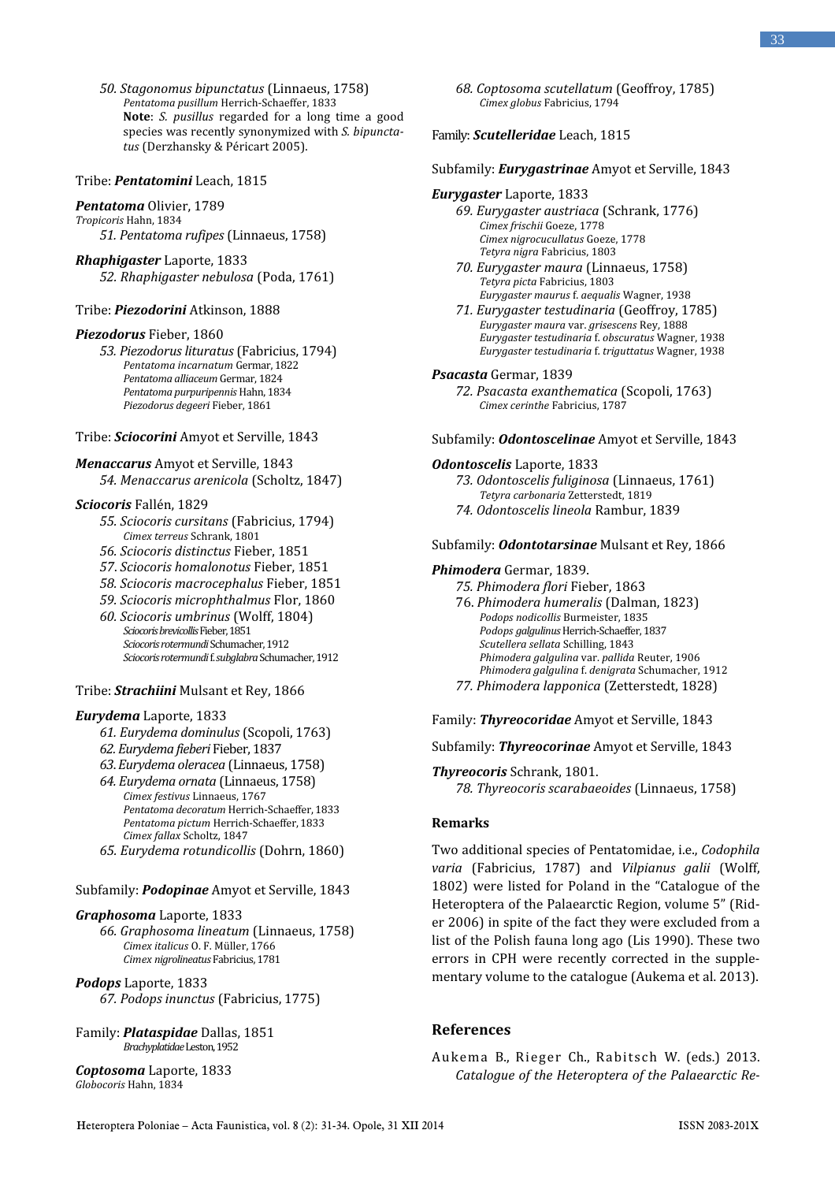*50. Stagonomus bipunctatus* (Linnaeus, 1758)
*Pentatoma pusillum* Herrich-Schaeffer, 1833
**Note**: *S. pusillus* regarded for a long time a good species was recently synonymized with *S. bipunctatus* (Derzhansky & Péricart 2005).

Tribe: ***Pentatomini*** Leach, 1815

***Pentatoma*** Olivier, 1789
*Tropicoris* Hahn, 1834
*51. Pentatoma rufipes* (Linnaeus, 1758)

***Rhaphigaster*** Laporte, 1833
*52. Rhaphigaster nebulosa* (Poda, 1761)

Tribe: ***Piezodorini*** Atkinson, 1888

***Piezodorus*** Fieber, 1860
*53. Piezodorus lituratus* (Fabricius, 1794)
*Pentatoma incarnatum* Germar, 1822
*Pentatoma alliaceum* Germar, 1824
*Pentatoma purpuripennis* Hahn, 1834
*Piezodorus degeeri* Fieber, 1861

Tribe: ***Sciocorini*** Amyot et Serville, 1843

***Menaccarus*** Amyot et Serville, 1843
*54. Menaccarus arenicola* (Scholtz, 1847)

***Sciocoris*** Fallén, 1829
*55. Sciocoris cursitans* (Fabricius, 1794)
*Cimex terreus* Schrank, 1801
*56. Sciocoris distinctus* Fieber, 1851
*57. Sciocoris homalonotus* Fieber, 1851
*58. Sciocoris macrocephalus* Fieber, 1851
*59. Sciocoris microphthalmus* Flor, 1860
*60. Sciocoris umbrinus* (Wolff, 1804)
*Sciocoris brevicollis* Fieber, 1851
*Sciocoris rotermundi* Schumacher, 1912
*Sciocoris rotermundi* f. *subglabra* Schumacher, 1912

Tribe: ***Strachiini*** Mulsant et Rey, 1866

***Eurydema*** Laporte, 1833
*61. Eurydema dominulus* (Scopoli, 1763)
*62. Eurydema fieberi* Fieber, 1837
*63. Eurydema oleracea* (Linnaeus, 1758)
*64. Eurydema ornata* (Linnaeus, 1758)
*Cimex festivus* Linnaeus, 1767
*Pentatoma decoratum* Herrich-Schaeffer, 1833
*Pentatoma pictum* Herrich-Schaeffer, 1833
*Cimex fallax* Scholtz, 1847
*65. Eurydema rotundicollis* (Dohrn, 1860)

Subfamily: ***Podopinae*** Amyot et Serville, 1843

***Graphosoma*** Laporte, 1833
*66. Graphosoma lineatum* (Linnaeus, 1758)
*Cimex italicus* O. F. Müller, 1766
*Cimex nigrolineatus* Fabricius, 1781

***Podops*** Laporte, 1833
*67. Podops inunctus* (Fabricius, 1775)

Family: ***Plataspidae*** Dallas, 1851
*Brachyplatidae* Leston, 1952

***Coptosoma*** Laporte, 1833
*Globocoris* Hahn, 1834
*68. Coptosoma scutellatum* (Geoffroy, 1785)
*Cimex globus* Fabricius, 1794

Family: ***Scutelleridae*** Leach, 1815

Subfamily: ***Eurygastrinae*** Amyot et Serville, 1843

***Eurygaster*** Laporte, 1833
*69. Eurygaster austriaca* (Schrank, 1776)
*Cimex frischii* Goeze, 1778
*Cimex nigrocucullatus* Goeze, 1778
*Tetyra nigra* Fabricius, 1803
*70. Eurygaster maura* (Linnaeus, 1758)
*Tetyra picta* Fabricius, 1803
*Eurygaster maurus* f. *aequalis* Wagner, 1938
*71. Eurygaster testudinaria* (Geoffroy, 1785)
*Eurygaster maura* var. *grisescens* Rey, 1888
*Eurygaster testudinaria* f. *obscuratus* Wagner, 1938
*Eurygaster testudinaria* f. *triguttatus* Wagner, 1938

***Psacasta*** Germar, 1839
*72. Psacasta exanthematica* (Scopoli, 1763)
*Cimex cerinthe* Fabricius, 1787

Subfamily: ***Odontoscelinae*** Amyot et Serville, 1843

***Odontoscelis*** Laporte, 1833
*73. Odontoscelis fuliginosa* (Linnaeus, 1761)
*Tetyra carbonaria* Zetterstedt, 1819
*74. Odontoscelis lineola* Rambur, 1839

Subfamily: ***Odontotarsinae*** Mulsant et Rey, 1866

***Phimodera*** Germar, 1839.
*75. Phimodera flori* Fieber, 1863
76. *Phimodera humeralis* (Dalman, 1823)
*Podops nodicollis* Burmeister, 1835
*Podops galgulinus* Herrich-Schaeffer, 1837
*Scutellera sellata* Schilling, 1843
*Phimodera galgulina* var. *pallida* Reuter, 1906
*Phimodera galgulina* f. *denigrata* Schumacher, 1912
*77. Phimodera lapponica* (Zetterstedt, 1828)

Family: ***Thyreocoridae*** Amyot et Serville, 1843

Subfamily: ***Thyreocorinae*** Amyot et Serville, 1843

***Thyreocoris*** Schrank, 1801.
*78. Thyreocoris scarabaeoides* (Linnaeus, 1758)

## Remarks

Two additional species of Pentatomidae, i.e., *Codophila varia* (Fabricius, 1787) and *Vilpianus galii* (Wolff, 1802) were listed for Poland in the "Catalogue of the Heteroptera of the Palaearctic Region, volume 5" (Rider 2006) in spite of the fact they were excluded from a list of the Polish fauna long ago (Lis 1990). These two errors in CPH were recently corrected in the supplementary volume to the catalogue (Aukema et al. 2013).

## References

Aukema B., Rieger Ch., Rabitsch W. (eds.) 2013. *Catalogue of the Heteroptera of the Palaearctic Re-*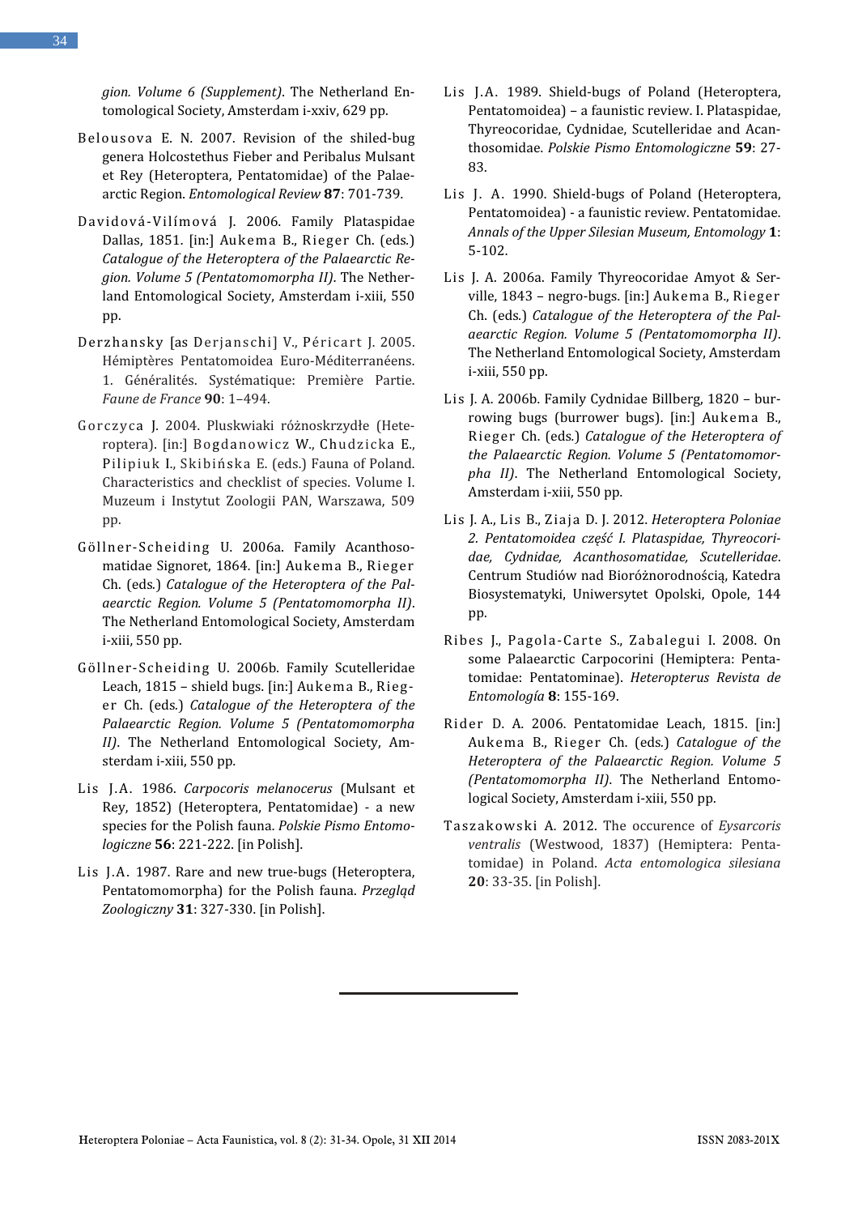*gion. Volume 6 (Supplement)*. The Netherland Entomological Society, Amsterdam i-xxiv, 629 pp.

Belousova E. N. 2007. Revision of the shiled-bug genera Holcostethus Fieber and Peribalus Mulsant et Rey (Heteroptera, Pentatomidae) of the Palaearctic Region. *Entomological Review* **87**: 701-739.

Davidová-Vilímová J. 2006. Family Plataspidae Dallas, 1851. [in:] Aukema B., Rieger Ch. (eds.) *Catalogue of the Heteroptera of the Palaearctic Region. Volume 5 (Pentatomomorpha II)*. The Netherland Entomological Society, Amsterdam i-xiii, 550 pp.

Derzhansky [as Derjanschi] V., Péricart J. 2005. Hémiptères Pentatomoidea Euro-Méditerranéens. 1. Généralités. Systématique: Première Partie. *Faune de France* **90**: 1–494.

Gorczyca J. 2004. Pluskwiaki różnoskrzydłe (Heteroptera). [in:] Bogdanowicz W., Chudzicka E., Pilipiuk I., Skibińska E. (eds.) Fauna of Poland. Characteristics and checklist of species. Volume I. Muzeum i Instytut Zoologii PAN, Warszawa, 509 pp.

Göllner-Scheiding U. 2006a. Family Acanthosomatidae Signoret, 1864. [in:] Aukema B., Rieger Ch. (eds.) *Catalogue of the Heteroptera of the Palaearctic Region. Volume 5 (Pentatomomorpha II)*. The Netherland Entomological Society, Amsterdam i-xiii, 550 pp.

Göllner-Scheiding U. 2006b. Family Scutelleridae Leach, 1815 – shield bugs. [in:] Aukema B., Rieger Ch. (eds.) *Catalogue of the Heteroptera of the Palaearctic Region. Volume 5 (Pentatomomorpha II)*. The Netherland Entomological Society, Amsterdam i-xiii, 550 pp.

Lis J.A. 1986. *Carpocoris melanocerus* (Mulsant et Rey, 1852) (Heteroptera, Pentatomidae) - a new species for the Polish fauna. *Polskie Pismo Entomologiczne* **56**: 221-222. [in Polish].

Lis J.A. 1987. Rare and new true-bugs (Heteroptera, Pentatomomorpha) for the Polish fauna. *Przegląd Zoologiczny* **31**: 327-330. [in Polish].

Lis J.A. 1989. Shield-bugs of Poland (Heteroptera, Pentatomoidea) – a faunistic review. I. Plataspidae, Thyreocoridae, Cydnidae, Scutelleridae and Acanthosomidae. *Polskie Pismo Entomologiczne* **59**: 27-83.

Lis J. A. 1990. Shield-bugs of Poland (Heteroptera, Pentatomoidea) - a faunistic review. Pentatomidae. *Annals of the Upper Silesian Museum, Entomology* **1**: 5-102.

Lis J. A. 2006a. Family Thyreocoridae Amyot & Serville, 1843 – negro-bugs. [in:] Aukema B., Rieger Ch. (eds.) *Catalogue of the Heteroptera of the Palaearctic Region. Volume 5 (Pentatomomorpha II)*. The Netherland Entomological Society, Amsterdam i-xiii, 550 pp.

Lis J. A. 2006b. Family Cydnidae Billberg, 1820 – burrowing bugs (burrower bugs). [in:] Aukema B., Rieger Ch. (eds.) *Catalogue of the Heteroptera of the Palaearctic Region. Volume 5 (Pentatomomorpha II)*. The Netherland Entomological Society, Amsterdam i-xiii, 550 pp.

Lis J. A., Lis B., Ziaja D. J. 2012. *Heteroptera Poloniae 2. Pentatomoidea część I. Plataspidae, Thyreocoridae, Cydnidae, Acanthosomatidae, Scutelleridae*. Centrum Studiów nad Bioróżnorodnością, Katedra Biosystematyki, Uniwersytet Opolski, Opole, 144 pp.

Ribes J., Pagola-Carte S., Zabalegui I. 2008. On some Palaearctic Carpocorini (Hemiptera: Pentatomidae: Pentatominae). *Heteropterus Revista de Entomología* **8**: 155-169.

Rider D. A. 2006. Pentatomidae Leach, 1815. [in:] Aukema B., Rieger Ch. (eds.) *Catalogue of the Heteroptera of the Palaearctic Region. Volume 5 (Pentatomomorpha II)*. The Netherland Entomological Society, Amsterdam i-xiii, 550 pp.

Taszakowski A. 2012. The occurence of *Eysarcoris ventralis* (Westwood, 1837) (Hemiptera: Pentatomidae) in Poland. *Acta entomologica silesiana* **20**: 33-35. [in Polish].